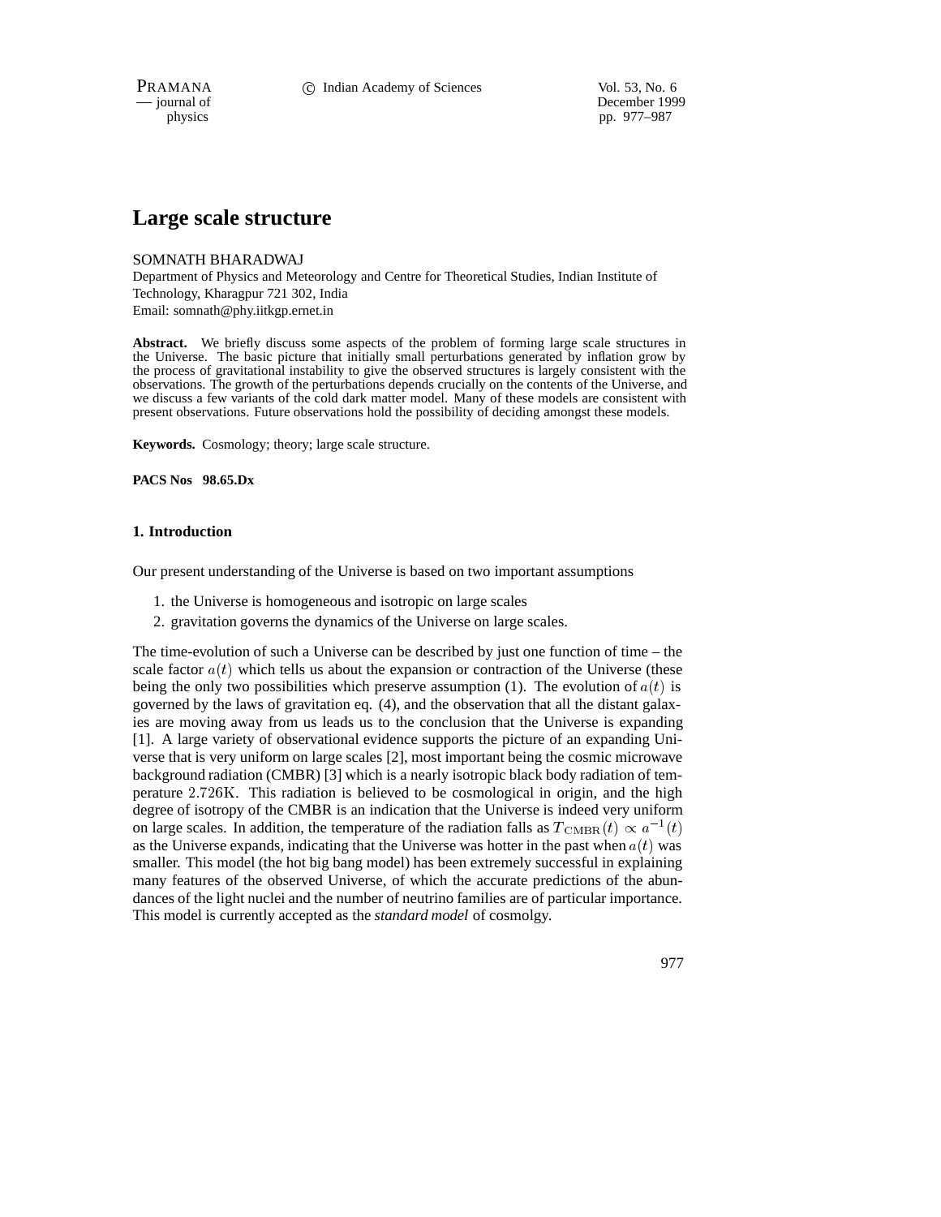# Large scale structure

SOMNATH BHARADWAJ

Department of Physics and Meteorology and Centre for Theoretical Studies, Indian Institute of Technology, Kharagpur 721 302, India

Email: somnath@phy.iitkgp.ernet.in

**Abstract.** We briefly discuss some aspects of the problem of forming large scale structures in the Universe. The basic picture that initially small perturbations generated by inflation grow by the process of gravitational instability to give the observed structures is largely consistent with the observations. The growth of the perturbations depends crucially on the contents of the Universe, and we discuss a few variants of the cold dark matter model. Many of these models are consistent with present observations. Future observations hold the possibility of deciding amongst these models.

**Keywords.** Cosmology; theory; large scale structure.

**PACS Nos 98.65.Dx**

## 1. Introduction

Our present understanding of the Universe is based on two important assumptions

1. the Universe is homogeneous and isotropic on large scales
2. gravitation governs the dynamics of the Universe on large scales.

The time-evolution of such a Universe can be described by just one function of time – the scale factor $a(t)$ which tells us about the expansion or contraction of the Universe (these being the only two possibilities which preserve assumption (1). The evolution of $a(t)$ is governed by the laws of gravitation eq. (4), and the observation that all the distant galaxies are moving away from us leads us to the conclusion that the Universe is expanding [1]. A large variety of observational evidence supports the picture of an expanding Universe that is very uniform on large scales [2], most important being the cosmic microwave background radiation (CMBR) [3] which is a nearly isotropic black body radiation of temperature $2.726\mathrm{K}$. This radiation is believed to be cosmological in origin, and the high degree of isotropy of the CMBR is an indication that the Universe is indeed very uniform on large scales. In addition, the temperature of the radiation falls as $T_{\mathrm{CMBR}}(t) \propto a^{-1}(t)$ as the Universe expands, indicating that the Universe was hotter in the past when $a(t)$ was smaller. This model (the hot big bang model) has been extremely successful in explaining many features of the observed Universe, of which the accurate predictions of the abundances of the light nuclei and the number of neutrino families are of particular importance. This model is currently accepted as the *standard model* of cosmolgy.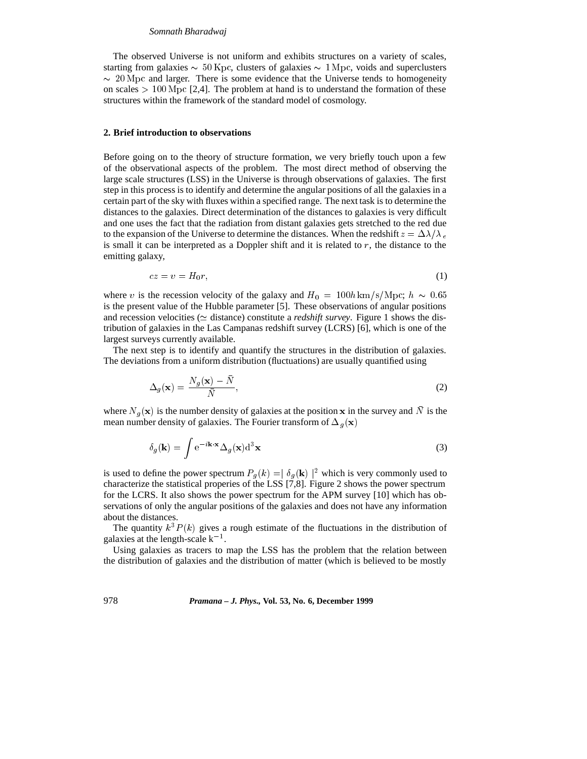The observed Universe is not uniform and exhibits structures on a variety of scales, starting from galaxies $\sim 50\,\mathrm{Kpc}$, clusters of galaxies $\sim 1\,\mathrm{Mpc}$, voids and superclusters $\sim 20\,\mathrm{Mpc}$ and larger. There is some evidence that the Universe tends to homogeneity on scales $> 100\,\mathrm{Mpc}$ [2,4]. The problem at hand is to understand the formation of these structures within the framework of the standard model of cosmology.

## 2. Brief introduction to observations

Before going on to the theory of structure formation, we very briefly touch upon a few of the observational aspects of the problem. The most direct method of observing the large scale structures (LSS) in the Universe is through observations of galaxies. The first step in this process is to identify and determine the angular positions of all the galaxies in a certain part of the sky with fluxes within a specified range. The next task is to determine the distances to the galaxies. Direct determination of the distances to galaxies is very difficult and one uses the fact that the radiation from distant galaxies gets stretched to the red due to the expansion of the Universe to determine the distances. When the redshift $z = \Delta\lambda/\lambda_e$ is small it can be interpreted as a Doppler shift and it is related to $r$, the distance to the emitting galaxy,

$$cz = v = H_0 r, \tag{1}$$

where $v$ is the recession velocity of the galaxy and $H_0 = 100h\,\mathrm{km/s/Mpc}$; $h \sim 0.65$ is the present value of the Hubble parameter [5]. These observations of angular positions and recession velocities ($\simeq$ distance) constitute a *redshift survey*. Figure 1 shows the distribution of galaxies in the Las Campanas redshift survey (LCRS) [6], which is one of the largest surveys currently available.

The next step is to identify and quantify the structures in the distribution of galaxies. The deviations from a uniform distribution (fluctuations) are usually quantified using

$$\Delta_g(\mathbf{x}) = \frac{N_g(\mathbf{x}) - \bar{N}}{\bar{N}}, \tag{2}$$

where $N_g(\mathbf{x})$ is the number density of galaxies at the position $\mathbf{x}$ in the survey and $\bar{N}$ is the mean number density of galaxies. The Fourier transform of $\Delta_g(\mathbf{x})$

$$\delta_g(\mathbf{k}) = \int \mathrm{e}^{-i\mathbf{k}\cdot\mathbf{x}} \Delta_g(\mathbf{x}) \mathrm{d}^3\mathbf{x} \tag{3}$$

is used to define the power spectrum $P_g(k) = \mid \delta_g(\mathbf{k}) \mid^2$ which is very commonly used to characterize the statistical properies of the LSS [7,8]. Figure 2 shows the power spectrum for the LCRS. It also shows the power spectrum for the APM survey [10] which has observations of only the angular positions of the galaxies and does not have any information about the distances.

The quantity $k^3 P(k)$ gives a rough estimate of the fluctuations in the distribution of galaxies at the length-scale $\mathrm{k}^{-1}$.

Using galaxies as tracers to map the LSS has the problem that the relation between the distribution of galaxies and the distribution of matter (which is believed to be mostly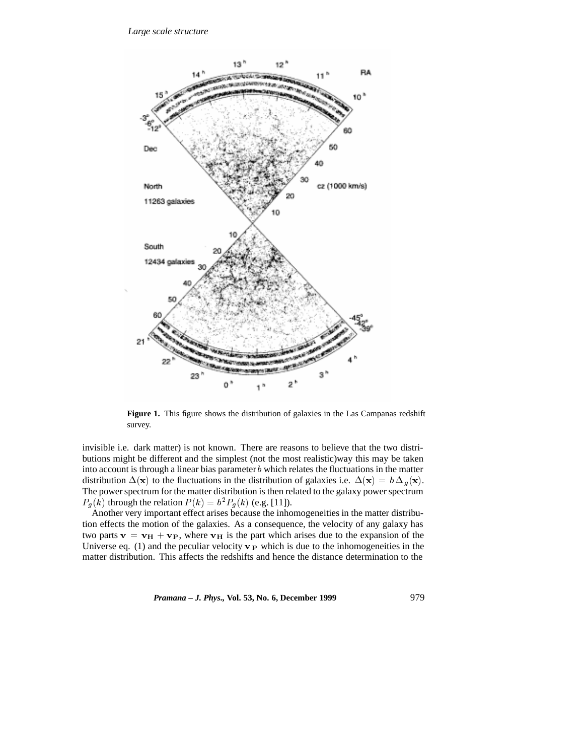**Figure 1.** This figure shows the distribution of galaxies in the Las Campanas redshift survey.

invisible i.e. dark matter) is not known. There are reasons to believe that the two distributions might be different and the simplest (not the most realistic)way this may be taken into account is through a linear bias parameter $b$ which relates the fluctuations in the matter distribution $\Delta(\mathbf{x})$ to the fluctuations in the distribution of galaxies i.e. $\Delta(\mathbf{x}) = b\,\Delta_g(\mathbf{x})$. The power spectrum for the matter distribution is then related to the galaxy power spectrum $P_g(k)$ through the relation $P(k) = b^2 P_g(k)$ (e.g. [11]).

Another very important effect arises because the inhomogeneities in the matter distribution effects the motion of the galaxies. As a consequence, the velocity of any galaxy has two parts $\mathbf{v} = \mathbf{v_H} + \mathbf{v_P}$, where $\mathbf{v_H}$ is the part which arises due to the expansion of the Universe eq. (1) and the peculiar velocity $\mathbf{v_P}$ which is due to the inhomogeneities in the matter distribution. This affects the redshifts and hence the distance determination to the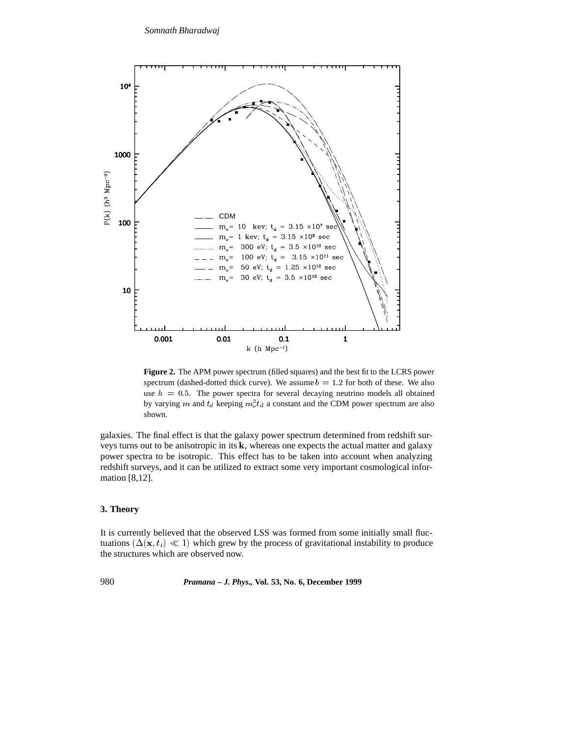**Figure 2.** The APM power spectrum (filled squares) and the best fit to the LCRS power spectrum (dashed-dotted thick curve). We assume $b = 1.2$ for both of these. We also use $h = 0.5$. The power spectra for several decaying neutrino models all obtained by varying $m$ and $t_d$ keeping $m_\nu^2 t_d$ a constant and the CDM power spectrum are also shown.

galaxies. The final effect is that the galaxy power spectrum determined from redshift surveys turns out to be anisotropic in its $\mathbf{k}$, whereas one expects the actual matter and galaxy power spectra to be isotropic. This effect has to be taken into account when analyzing redshift surveys, and it can be utilized to extract some very important cosmological information [8,12].

## 3. Theory

It is currently believed that the observed LSS was formed from some initially small fluctuations $(\Delta(\mathbf{x}, t_i) \ll 1)$ which grew by the process of gravitational instability to produce the structures which are observed now.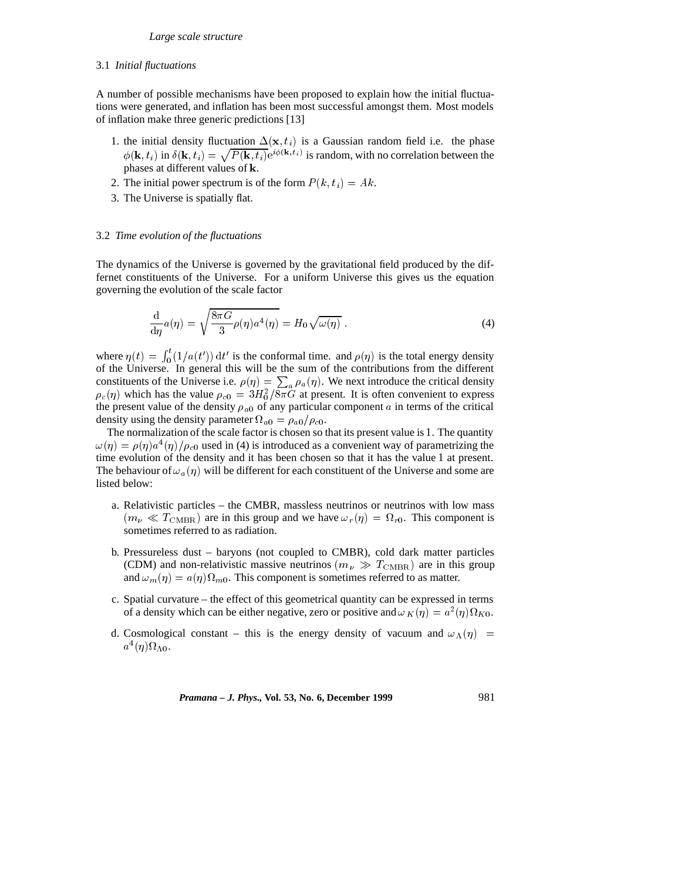### 3.1 *Initial fluctuations*

A number of possible mechanisms have been proposed to explain how the initial fluctuations were generated, and inflation has been most successful amongst them. Most models of inflation make three generic predictions [13]

1. the initial density fluctuation $\Delta(\mathbf{x}, t_i)$ is a Gaussian random field i.e. the phase $\phi(\mathbf{k}, t_i)$ in $\delta(\mathbf{k}, t_i) = \sqrt{P(\mathbf{k}, t_i)} \mathrm{e}^{i\phi(\mathbf{k}, t_i)}$ is random, with no correlation between the phases at different values of $\mathbf{k}$.
2. The initial power spectrum is of the form $P(k, t_i) = Ak$.
3. The Universe is spatially flat.

### 3.2 *Time evolution of the fluctuations*

The dynamics of the Universe is governed by the gravitational field produced by the differnet constituents of the Universe. For a uniform Universe this gives us the equation governing the evolution of the scale factor

$$\frac{\mathrm{d}}{\mathrm{d}\eta} a(\eta) = \sqrt{\frac{8\pi G}{3} \rho(\eta) a^4(\eta)} = H_0 \sqrt{\omega(\eta)} \; . \tag{4}$$

where $\eta(t) = \int_0^t (1/a(t'))\, \mathrm{d}t'$ is the conformal time. and $\rho(\eta)$ is the total energy density of the Universe. In general this will be the sum of the contributions from the different constituents of the Universe i.e. $\rho(\eta) = \sum_a \rho_a(\eta)$. We next introduce the critical density $\rho_c(\eta)$ which has the value $\rho_{c0} = 3H_0^2/8\pi G$ at present. It is often convenient to express the present value of the density $\rho_{a0}$ of any particular component $a$ in terms of the critical density using the density parameter $\Omega_{a0} = \rho_{a0}/\rho_{c0}$.

The normalization of the scale factor is chosen so that its present value is 1. The quantity $\omega(\eta) = \rho(\eta) a^4(\eta)/\rho_{c0}$ used in (4) is introduced as a convenient way of parametrizing the time evolution of the density and it has been chosen so that it has the value 1 at present. The behaviour of $\omega_a(\eta)$ will be different for each constituent of the Universe and some are listed below:

a. Relativistic particles – the CMBR, massless neutrinos or neutrinos with low mass $(m_\nu \ll T_{\mathrm{CMBR}})$ are in this group and we have $\omega_r(\eta) = \Omega_{r0}$. This component is sometimes referred to as radiation.

b. Pressureless dust – baryons (not coupled to CMBR), cold dark matter particles (CDM) and non-relativistic massive neutrinos $(m_\nu \gg T_{\mathrm{CMBR}})$ are in this group and $\omega_m(\eta) = a(\eta)\Omega_{m0}$. This component is sometimes referred to as matter.

c. Spatial curvature – the effect of this geometrical quantity can be expressed in terms of a density which can be either negative, zero or positive and $\omega_K(\eta) = a^2(\eta)\Omega_{K0}$.

d. Cosmological constant – this is the energy density of vacuum and $\omega_\Lambda(\eta) = a^4(\eta)\Omega_{\Lambda 0}$.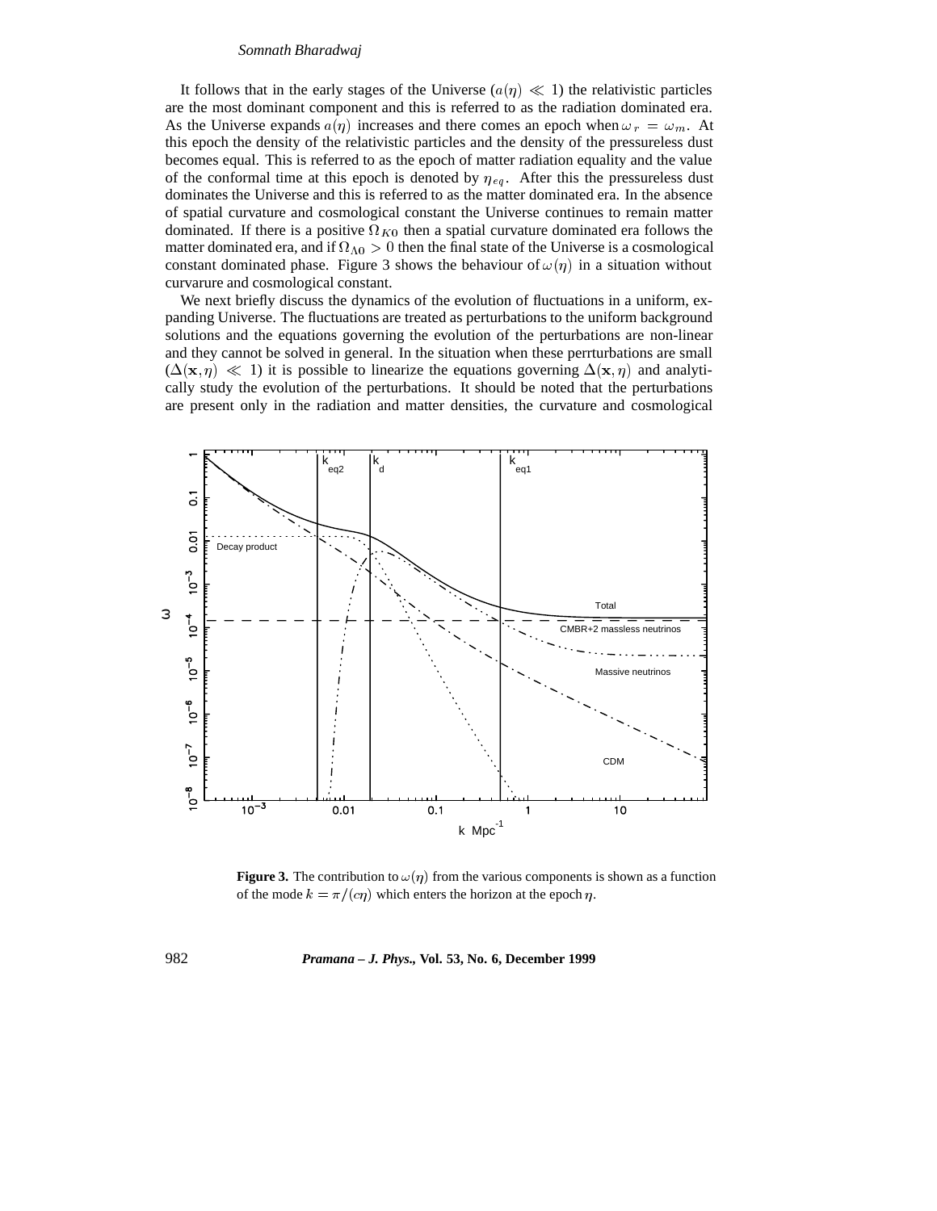It follows that in the early stages of the Universe ($a(\eta) \ll 1$) the relativistic particles are the most dominant component and this is referred to as the radiation dominated era. As the Universe expands $a(\eta)$ increases and there comes an epoch when $\omega_r = \omega_m$. At this epoch the density of the relativistic particles and the density of the pressureless dust becomes equal. This is referred to as the epoch of matter radiation equality and the value of the conformal time at this epoch is denoted by $\eta_{eq}$. After this the pressureless dust dominates the Universe and this is referred to as the matter dominated era. In the absence of spatial curvature and cosmological constant the Universe continues to remain matter dominated. If there is a positive $\Omega_{K0}$ then a spatial curvature dominated era follows the matter dominated era, and if $\Omega_{\Lambda 0} > 0$ then the final state of the Universe is a cosmological constant dominated phase. Figure 3 shows the behaviour of $\omega(\eta)$ in a situation without curvarure and cosmological constant.

We next briefly discuss the dynamics of the evolution of fluctuations in a uniform, expanding Universe. The fluctuations are treated as perturbations to the uniform background solutions and the equations governing the evolution of the perturbations are non-linear and they cannot be solved in general. In the situation when these perrturbations are small ($\Delta(\mathbf{x}, \eta) \ll 1$) it is possible to linearize the equations governing $\Delta(\mathbf{x}, \eta)$ and analytically study the evolution of the perturbations. It should be noted that the perturbations are present only in the radiation and matter densities, the curvature and cosmological

**Figure 3.** The contribution to $\omega(\eta)$ from the various components is shown as a function of the mode $k = \pi/(c\eta)$ which enters the horizon at the epoch $\eta$.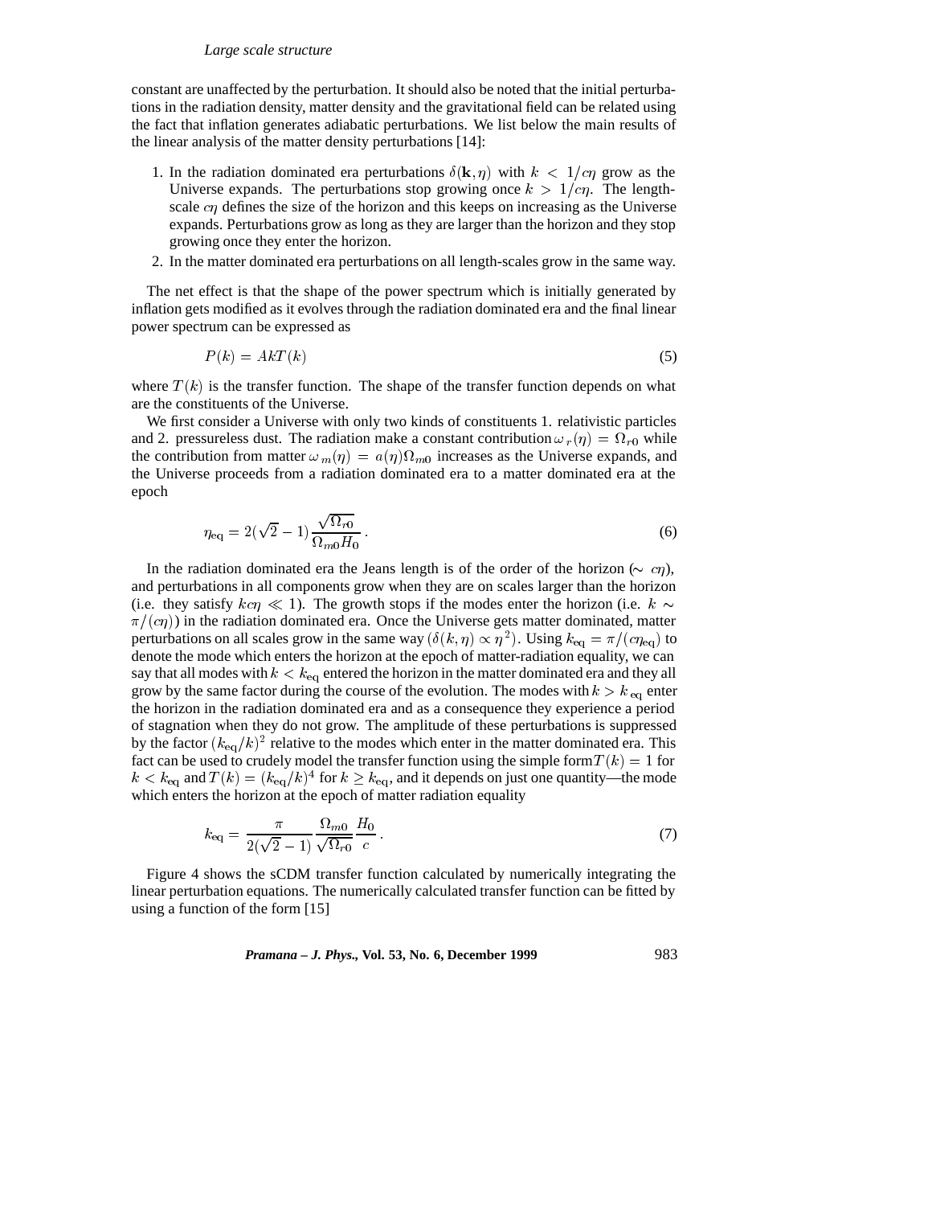constant are unaffected by the perturbation. It should also be noted that the initial perturbations in the radiation density, matter density and the gravitational field can be related using the fact that inflation generates adiabatic perturbations. We list below the main results of the linear analysis of the matter density perturbations [14]:

1. In the radiation dominated era perturbations $\delta(\mathbf{k}, \eta)$ with $k < 1/c\eta$ grow as the Universe expands. The perturbations stop growing once $k > 1/c\eta$. The length-scale $c\eta$ defines the size of the horizon and this keeps on increasing as the Universe expands. Perturbations grow as long as they are larger than the horizon and they stop growing once they enter the horizon.
2. In the matter dominated era perturbations on all length-scales grow in the same way.

The net effect is that the shape of the power spectrum which is initially generated by inflation gets modified as it evolves through the radiation dominated era and the final linear power spectrum can be expressed as

$$P(k) = AkT(k) \tag{5}$$

where $T(k)$ is the transfer function. The shape of the transfer function depends on what are the constituents of the Universe.

We first consider a Universe with only two kinds of constituents 1. relativistic particles and 2. pressureless dust. The radiation make a constant contribution $\omega_r(\eta) = \Omega_{r0}$ while the contribution from matter $\omega_m(\eta) = a(\eta)\Omega_{m0}$ increases as the Universe expands, and the Universe proceeds from a radiation dominated era to a matter dominated era at the epoch

$$\eta_{\rm eq} = 2(\sqrt{2} - 1)\frac{\sqrt{\Omega_{r0}}}{\Omega_{m0} H_0} \, . \tag{6}$$

In the radiation dominated era the Jeans length is of the order of the horizon ($\sim c\eta$), and perturbations in all components grow when they are on scales larger than the horizon (i.e. they satisfy $kc\eta \ll 1$). The growth stops if the modes enter the horizon (i.e. $k \sim \pi/(c\eta)$) in the radiation dominated era. Once the Universe gets matter dominated, matter perturbations on all scales grow in the same way ($\delta(k, \eta) \propto \eta^2$). Using $k_{\rm eq} = \pi/(c\eta_{\rm eq})$ to denote the mode which enters the horizon at the epoch of matter-radiation equality, we can say that all modes with $k < k_{\rm eq}$ entered the horizon in the matter dominated era and they all grow by the same factor during the course of the evolution. The modes with $k > k_{\rm eq}$ enter the horizon in the radiation dominated era and as a consequence they experience a period of stagnation when they do not grow. The amplitude of these perturbations is suppressed by the factor $(k_{\rm eq}/k)^2$ relative to the modes which enter in the matter dominated era. This fact can be used to crudely model the transfer function using the simple form $T(k) = 1$ for $k < k_{\rm eq}$ and $T(k) = (k_{\rm eq}/k)^4$ for $k \geq k_{\rm eq}$, and it depends on just one quantity—the mode which enters the horizon at the epoch of matter radiation equality

$$k_{\rm eq} = \frac{\pi}{2(\sqrt{2} - 1)} \frac{\Omega_{m0}}{\sqrt{\Omega_{r0}}} \frac{H_0}{c} \, . \tag{7}$$

Figure 4 shows the sCDM transfer function calculated by numerically integrating the linear perturbation equations. The numerically calculated transfer function can be fitted by using a function of the form [15]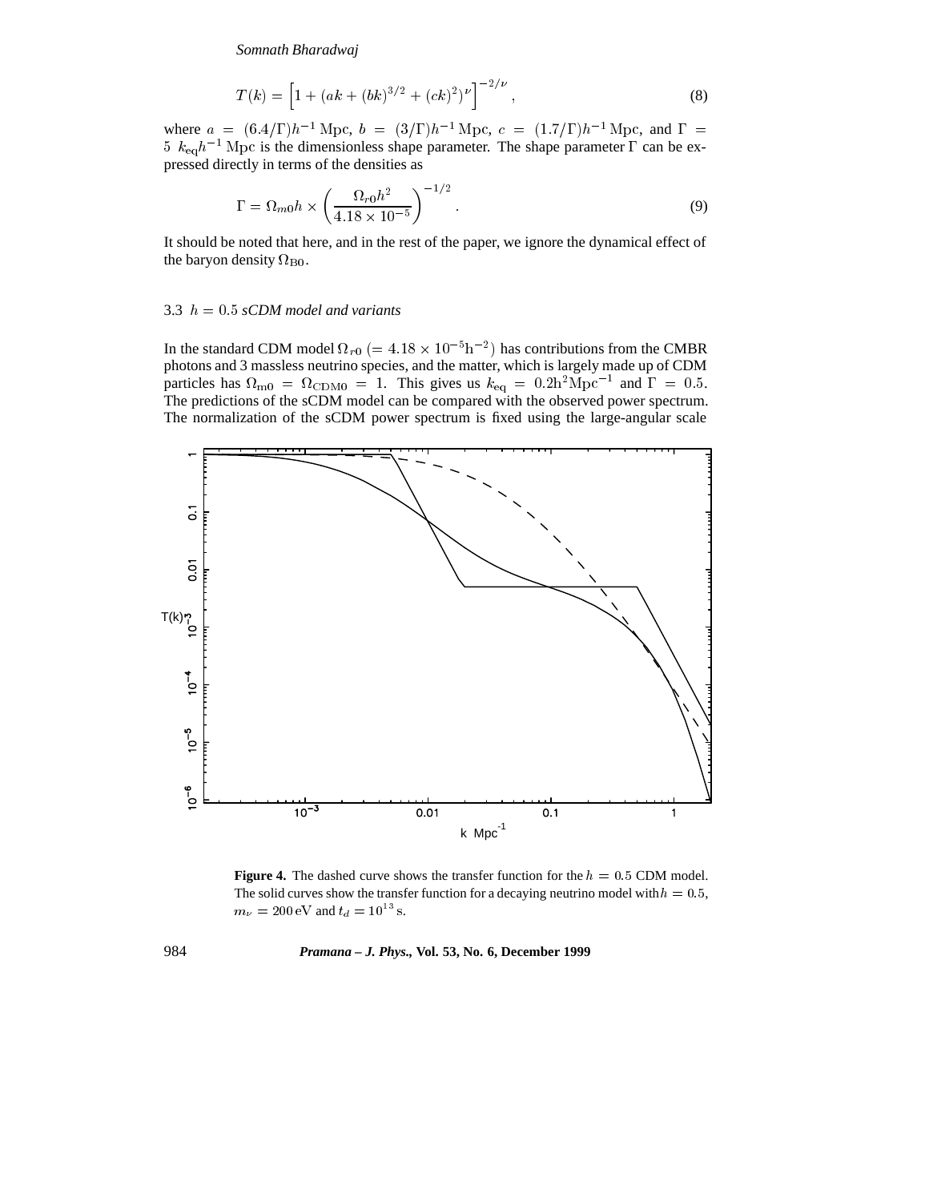$$T(k) = \left[1 + (ak + (bk)^{3/2} + (ck)^2)^\nu\right]^{-2/\nu}, \tag{8}$$

where $a = (6.4/\Gamma)h^{-1}\,\mathrm{Mpc}$, $b = (3/\Gamma)h^{-1}\,\mathrm{Mpc}$, $c = (1.7/\Gamma)h^{-1}\,\mathrm{Mpc}$, and $\Gamma = 5\ k_{\mathrm{eq}}h^{-1}\,\mathrm{Mpc}$ is the dimensionless shape parameter. The shape parameter $\Gamma$ can be expressed directly in terms of the densities as

$$\Gamma = \Omega_{m0}h \times \left(\frac{\Omega_{r0}h^2}{4.18 \times 10^{-5}}\right)^{-1/2}. \tag{9}$$

It should be noted that here, and in the rest of the paper, we ignore the dynamical effect of the baryon density $\Omega_{\mathrm{B0}}$.

### 3.3 $h = 0.5$ *sCDM model and variants*

In the standard CDM model $\Omega_{r0}$ $(= 4.18 \times 10^{-5}\mathrm{h}^{-2})$ has contributions from the CMBR photons and 3 massless neutrino species, and the matter, which is largely made up of CDM particles has $\Omega_{\mathrm{m0}} = \Omega_{\mathrm{CDM0}} = 1$. This gives us $k_{\mathrm{eq}} = 0.2\mathrm{h}^2\mathrm{Mpc}^{-1}$ and $\Gamma = 0.5$. The predictions of the sCDM model can be compared with the observed power spectrum. The normalization of the sCDM power spectrum is fixed using the large-angular scale

**Figure 4.** The dashed curve shows the transfer function for the $h = 0.5$ CDM model. The solid curves show the transfer function for a decaying neutrino model with $h = 0.5$, $m_\nu = 200\,\mathrm{eV}$ and $t_d = 10^{13}\,\mathrm{s}$.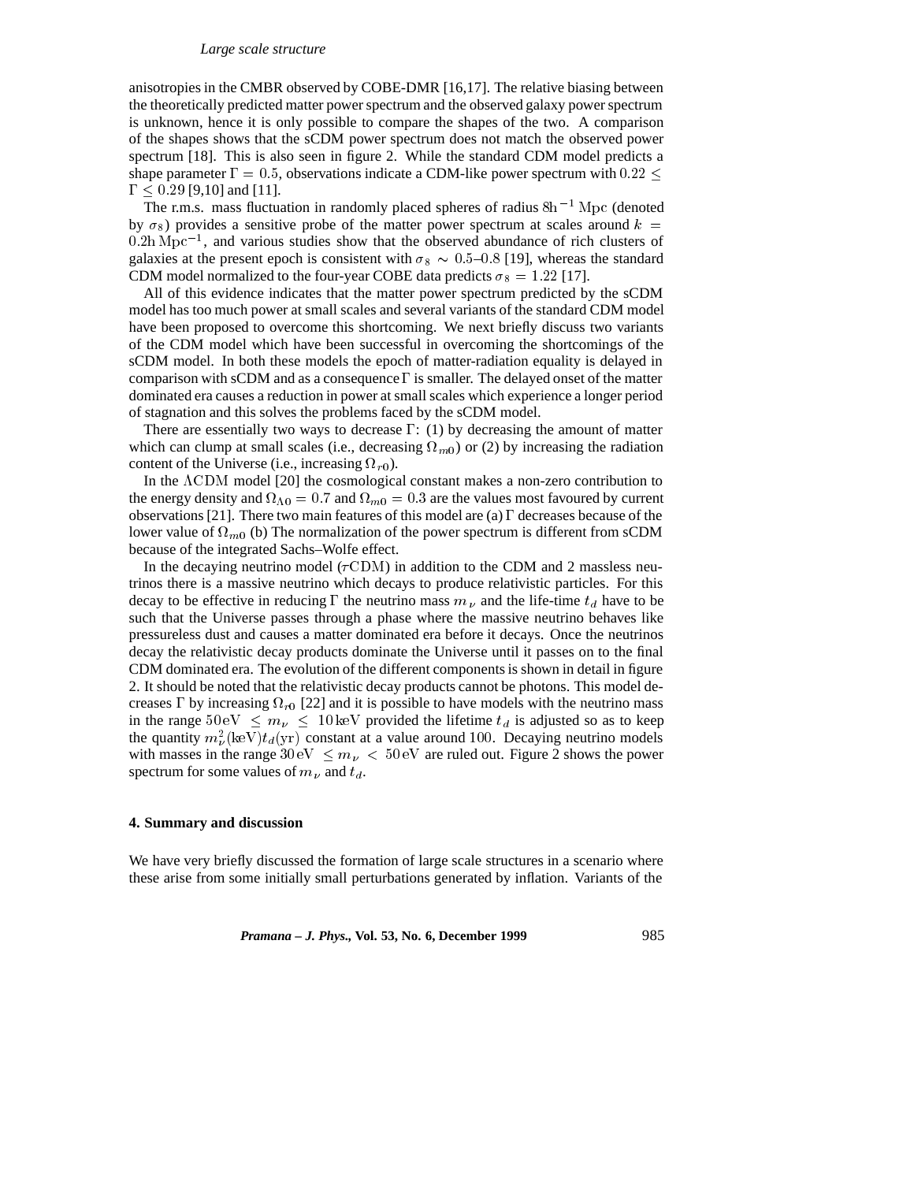anisotropies in the CMBR observed by COBE-DMR [16,17]. The relative biasing between the theoretically predicted matter power spectrum and the observed galaxy power spectrum is unknown, hence it is only possible to compare the shapes of the two. A comparison of the shapes shows that the sCDM power spectrum does not match the observed power spectrum [18]. This is also seen in figure 2. While the standard CDM model predicts a shape parameter $\Gamma = 0.5$, observations indicate a CDM-like power spectrum with $0.22 \leq \Gamma \leq 0.29$ [9,10] and [11].

The r.m.s. mass fluctuation in randomly placed spheres of radius $8\mathrm{h}^{-1}\,\mathrm{Mpc}$ (denoted by $\sigma_8$) provides a sensitive probe of the matter power spectrum at scales around $k = 0.2\mathrm{h}\,\mathrm{Mpc}^{-1}$, and various studies show that the observed abundance of rich clusters of galaxies at the present epoch is consistent with $\sigma_8 \sim 0.5$–$0.8$ [19], whereas the standard CDM model normalized to the four-year COBE data predicts $\sigma_8 = 1.22$ [17].

All of this evidence indicates that the matter power spectrum predicted by the sCDM model has too much power at small scales and several variants of the standard CDM model have been proposed to overcome this shortcoming. We next briefly discuss two variants of the CDM model which have been successful in overcoming the shortcomings of the sCDM model. In both these models the epoch of matter-radiation equality is delayed in comparison with sCDM and as a consequence $\Gamma$ is smaller. The delayed onset of the matter dominated era causes a reduction in power at small scales which experience a longer period of stagnation and this solves the problems faced by the sCDM model.

There are essentially two ways to decrease $\Gamma$: (1) by decreasing the amount of matter which can clump at small scales (i.e., decreasing $\Omega_{m0}$) or (2) by increasing the radiation content of the Universe (i.e., increasing $\Omega_{r0}$).

In the $\Lambda\mathrm{CDM}$ model [20] the cosmological constant makes a non-zero contribution to the energy density and $\Omega_{\Lambda 0} = 0.7$ and $\Omega_{m0} = 0.3$ are the values most favoured by current observations [21]. There two main features of this model are (a) $\Gamma$ decreases because of the lower value of $\Omega_{m0}$ (b) The normalization of the power spectrum is different from sCDM because of the integrated Sachs–Wolfe effect.

In the decaying neutrino model ($\tau\mathrm{CDM}$) in addition to the CDM and 2 massless neutrinos there is a massive neutrino which decays to produce relativistic particles. For this decay to be effective in reducing $\Gamma$ the neutrino mass $m_\nu$ and the life-time $t_d$ have to be such that the Universe passes through a phase where the massive neutrino behaves like pressureless dust and causes a matter dominated era before it decays. Once the neutrinos decay the relativistic decay products dominate the Universe until it passes on to the final CDM dominated era. The evolution of the different components is shown in detail in figure 2. It should be noted that the relativistic decay products cannot be photons. This model decreases $\Gamma$ by increasing $\Omega_{r0}$ [22] and it is possible to have models with the neutrino mass in the range $50\,\mathrm{eV} \leq m_\nu \leq 10\,\mathrm{keV}$ provided the lifetime $t_d$ is adjusted so as to keep the quantity $m_\nu^2(\mathrm{keV})t_d(\mathrm{yr})$ constant at a value around $100$. Decaying neutrino models with masses in the range $30\,\mathrm{eV} \leq m_\nu < 50\,\mathrm{eV}$ are ruled out. Figure 2 shows the power spectrum for some values of $m_\nu$ and $t_d$.

## 4. Summary and discussion

We have very briefly discussed the formation of large scale structures in a scenario where these arise from some initially small perturbations generated by inflation. Variants of the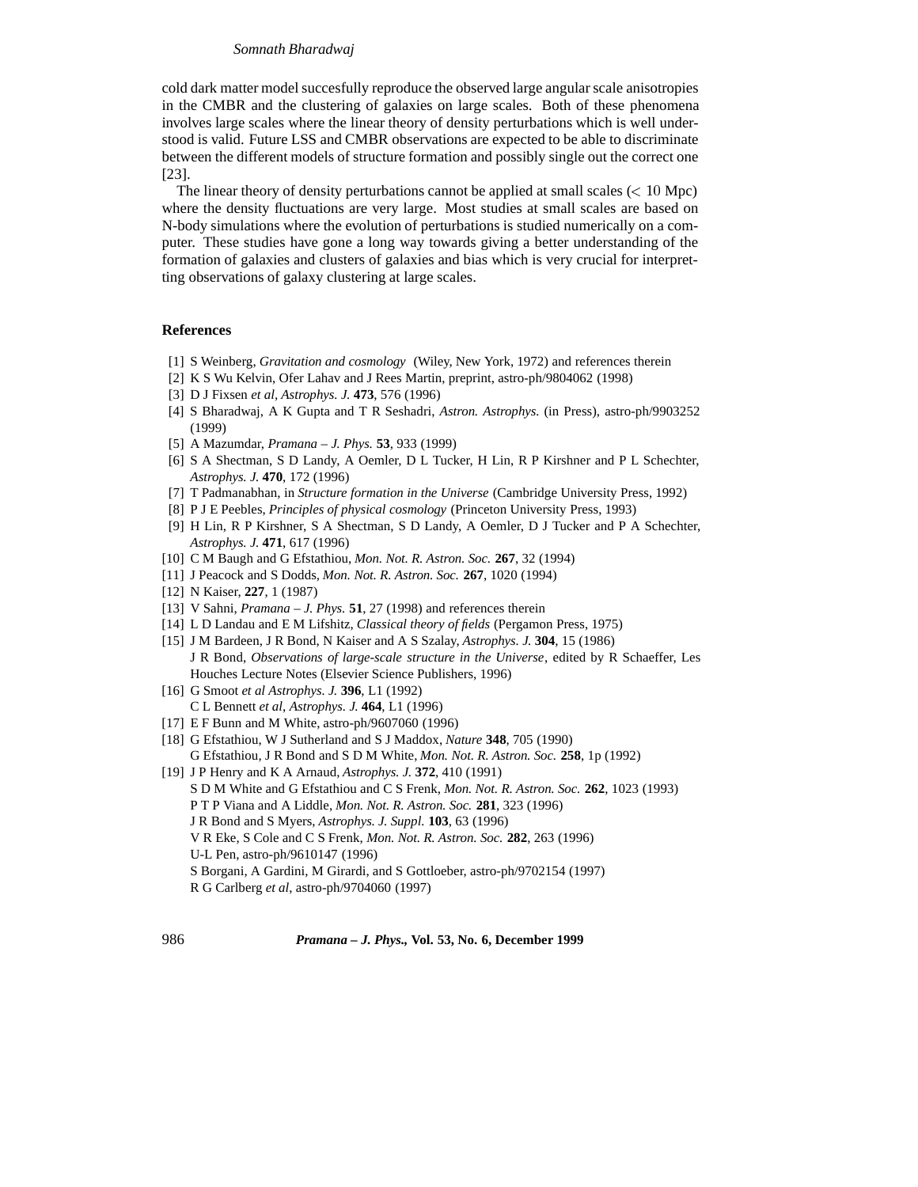cold dark matter model succesfully reproduce the observed large angular scale anisotropies in the CMBR and the clustering of galaxies on large scales. Both of these phenomena involves large scales where the linear theory of density perturbations which is well understood is valid. Future LSS and CMBR observations are expected to be able to discriminate between the different models of structure formation and possibly single out the correct one [23].

The linear theory of density perturbations cannot be applied at small scales ($< 10$ Mpc) where the density fluctuations are very large. Most studies at small scales are based on N-body simulations where the evolution of perturbations is studied numerically on a computer. These studies have gone a long way towards giving a better understanding of the formation of galaxies and clusters of galaxies and bias which is very crucial for interpretting observations of galaxy clustering at large scales.

## References

[1] S Weinberg, *Gravitation and cosmology* (Wiley, New York, 1972) and references therein

[2] K S Wu Kelvin, Ofer Lahav and J Rees Martin, preprint, astro-ph/9804062 (1998)

[3] D J Fixsen *et al*, *Astrophys. J.* **473**, 576 (1996)

[4] S Bharadwaj, A K Gupta and T R Seshadri, *Astron. Astrophys.* (in Press), astro-ph/9903252 (1999)

[5] A Mazumdar, *Pramana – J. Phys.* **53**, 933 (1999)

[6] S A Shectman, S D Landy, A Oemler, D L Tucker, H Lin, R P Kirshner and P L Schechter, *Astrophys. J.* **470**, 172 (1996)

[7] T Padmanabhan, in *Structure formation in the Universe* (Cambridge University Press, 1992)

[8] P J E Peebles, *Principles of physical cosmology* (Princeton University Press, 1993)

[9] H Lin, R P Kirshner, S A Shectman, S D Landy, A Oemler, D J Tucker and P A Schechter, *Astrophys. J.* **471**, 617 (1996)

[10] C M Baugh and G Efstathiou, *Mon. Not. R. Astron. Soc.* **267**, 32 (1994)

[11] J Peacock and S Dodds, *Mon. Not. R. Astron. Soc.* **267**, 1020 (1994)

[12] N Kaiser, **227**, 1 (1987)

[13] V Sahni, *Pramana – J. Phys.* **51**, 27 (1998) and references therein

[14] L D Landau and E M Lifshitz, *Classical theory of fields* (Pergamon Press, 1975)

[15] J M Bardeen, J R Bond, N Kaiser and A S Szalay, *Astrophys. J.* **304**, 15 (1986)
J R Bond, *Observations of large-scale structure in the Universe*, edited by R Schaeffer, Les Houches Lecture Notes (Elsevier Science Publishers, 1996)

[16] G Smoot *et al Astrophys. J.* **396**, L1 (1992)
C L Bennett *et al*, *Astrophys. J.* **464**, L1 (1996)

[17] E F Bunn and M White, astro-ph/9607060 (1996)

[18] G Efstathiou, W J Sutherland and S J Maddox, *Nature* **348**, 705 (1990)
G Efstathiou, J R Bond and S D M White, *Mon. Not. R. Astron. Soc.* **258**, 1p (1992)

[19] J P Henry and K A Arnaud, *Astrophys. J.* **372**, 410 (1991)
S D M White and G Efstathiou and C S Frenk, *Mon. Not. R. Astron. Soc.* **262**, 1023 (1993)
P T P Viana and A Liddle, *Mon. Not. R. Astron. Soc.* **281**, 323 (1996)
J R Bond and S Myers, *Astrophys. J. Suppl.* **103**, 63 (1996)
V R Eke, S Cole and C S Frenk, *Mon. Not. R. Astron. Soc.* **282**, 263 (1996)
U-L Pen, astro-ph/9610147 (1996)
S Borgani, A Gardini, M Girardi, and S Gottloeber, astro-ph/9702154 (1997)
R G Carlberg *et al*, astro-ph/9704060 (1997)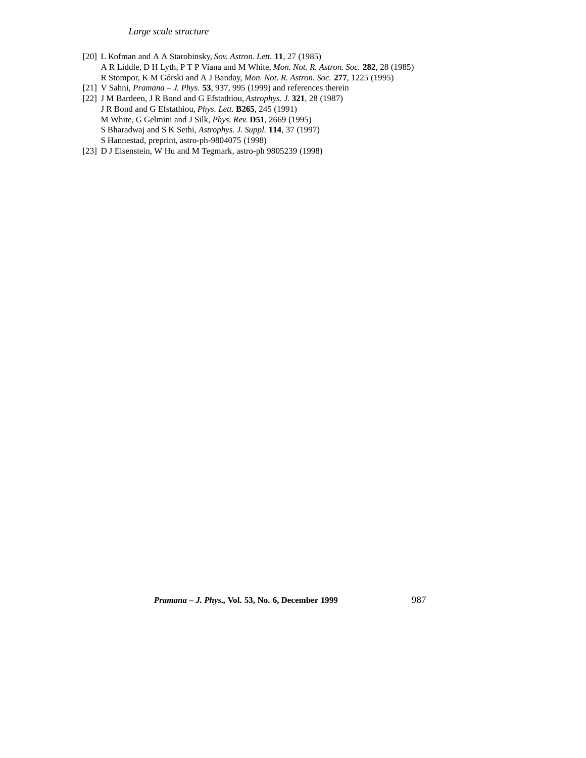[20] L Kofman and A A Starobinsky, *Sov. Astron. Lett.* **11**, 27 (1985)
A R Liddle, D H Lyth, P T P Viana and M White, *Mon. Not. R. Astron. Soc.* **282**, 28 (1985)
R Stompor, K M Górski and A J Banday, *Mon. Not. R. Astron. Soc.* **277**, 1225 (1995)

[21] V Sahni, *Pramana – J. Phys.* **53**, 937, 995 (1999) and references therein

[22] J M Bardeen, J R Bond and G Efstathiou, *Astrophys. J.* **321**, 28 (1987)
J R Bond and G Efstathiou, *Phys. Lett.* **B265**, 245 (1991)
M White, G Gelmini and J Silk, *Phys. Rev.* **D51**, 2669 (1995)
S Bharadwaj and S K Sethi, *Astrophys. J. Suppl.* **114**, 37 (1997)
S Hannestad, preprint, astro-ph-9804075 (1998)

[23] D J Eisenstein, W Hu and M Tegmark, astro-ph 9805239 (1998)